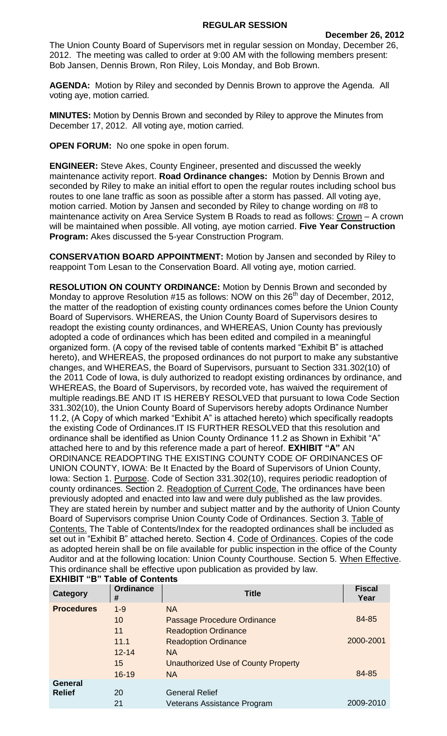## REGULAR SESSION

**December 26, 2012**

The Union County Board of Supervisors met in regular session on Monday, December 26, 2012. The meeting was called to order at 9:00 AM with the following members present: Bob Jansen, Dennis Brown, Ron Riley, Lois Monday, and Bob Brown.

**AGENDA:** Motion by Riley and seconded by Dennis Brown to approve the Agenda. All voting aye, motion carried.

**MINUTES:** Motion by Dennis Brown and seconded by Riley to approve the Minutes from December 17, 2012. All voting aye, motion carried.

**OPEN FORUM:** No one spoke in open forum.

**ENGINEER:** Steve Akes, County Engineer, presented and discussed the weekly maintenance activity report. **Road Ordinance changes:** Motion by Dennis Brown and seconded by Riley to make an initial effort to open the regular routes including school bus routes to one lane traffic as soon as possible after a storm has passed. All voting aye, motion carried. Motion by Jansen and seconded by Riley to change wording on #8 to maintenance activity on Area Service System B Roads to read as follows: Crown – A crown will be maintained when possible. All voting, aye motion carried. **Five Year Construction Program:** Akes discussed the 5-year Construction Program.

**CONSERVATION BOARD APPOINTMENT:** Motion by Jansen and seconded by Riley to reappoint Tom Lesan to the Conservation Board. All voting aye, motion carried.

**RESOLUTION ON COUNTY ORDINANCE:** Motion by Dennis Brown and seconded by Monday to approve Resolution #15 as follows: NOW on this 26th day of December, 2012, the matter of the readoption of existing county ordinances comes before the Union County Board of Supervisors. WHEREAS, the Union County Board of Supervisors desires to readopt the existing county ordinances, and WHEREAS, Union County has previously adopted a code of ordinances which has been edited and compiled in a meaningful organized form. (A copy of the revised table of contents marked "Exhibit B" is attached hereto), and WHEREAS, the proposed ordinances do not purport to make any substantive changes, and WHEREAS, the Board of Supervisors, pursuant to Section 331.302(10) of the 2011 Code of Iowa, is duly authorized to readopt existing ordinances by ordinance, and WHEREAS, the Board of Supervisors, by recorded vote, has waived the requirement of multiple readings.BE AND IT IS HEREBY RESOLVED that pursuant to Iowa Code Section 331.302(10), the Union County Board of Supervisors hereby adopts Ordinance Number 11.2, (A Copy of which marked "Exhibit A" is attached hereto) which specifically readopts the existing Code of Ordinances.IT IS FURTHER RESOLVED that this resolution and ordinance shall be identified as Union County Ordinance 11.2 as Shown in Exhibit "A" attached here to and by this reference made a part of hereof. **EXHIBIT "A"** AN ORDINANCE READOPTING THE EXISTING COUNTY CODE OF ORDINANCES OF UNION COUNTY, IOWA: Be It Enacted by the Board of Supervisors of Union County, Iowa: Section 1. Purpose. Code of Section 331.302(10), requires periodic readoption of county ordinances. Section 2. Readoption of Current Code. The ordinances have been previously adopted and enacted into law and were duly published as the law provides. They are stated herein by number and subject matter and by the authority of Union County Board of Supervisors comprise Union County Code of Ordinances. Section 3. Table of Contents. The Table of Contents/Index for the readopted ordinances shall be included as set out in "Exhibit B" attached hereto. Section 4. Code of Ordinances. Copies of the code as adopted herein shall be on file available for public inspection in the office of the County Auditor and at the following location: Union County Courthouse. Section 5. When Effective. This ordinance shall be effective upon publication as provided by law.

**EXHIBIT "B" Table of Contents**

| Category | Ordinance # | Title | Fiscal Year |
|---|---|---|---|
| **Procedures** | 1-9 | NA | |
| | 10 | Passage Procedure Ordinance | 84-85 |
| | 11 | Readoption Ordinance | |
| | 11.1 | Readoption Ordinance | 2000-2001 |
| | 12-14 | NA | |
| | 15 | Unauthorized Use of County Property | |
| | 16-19 | NA | 84-85 |
| **General Relief** | | | |
| | 20 | General Relief | |
| | 21 | Veterans Assistance Program | 2009-2010 |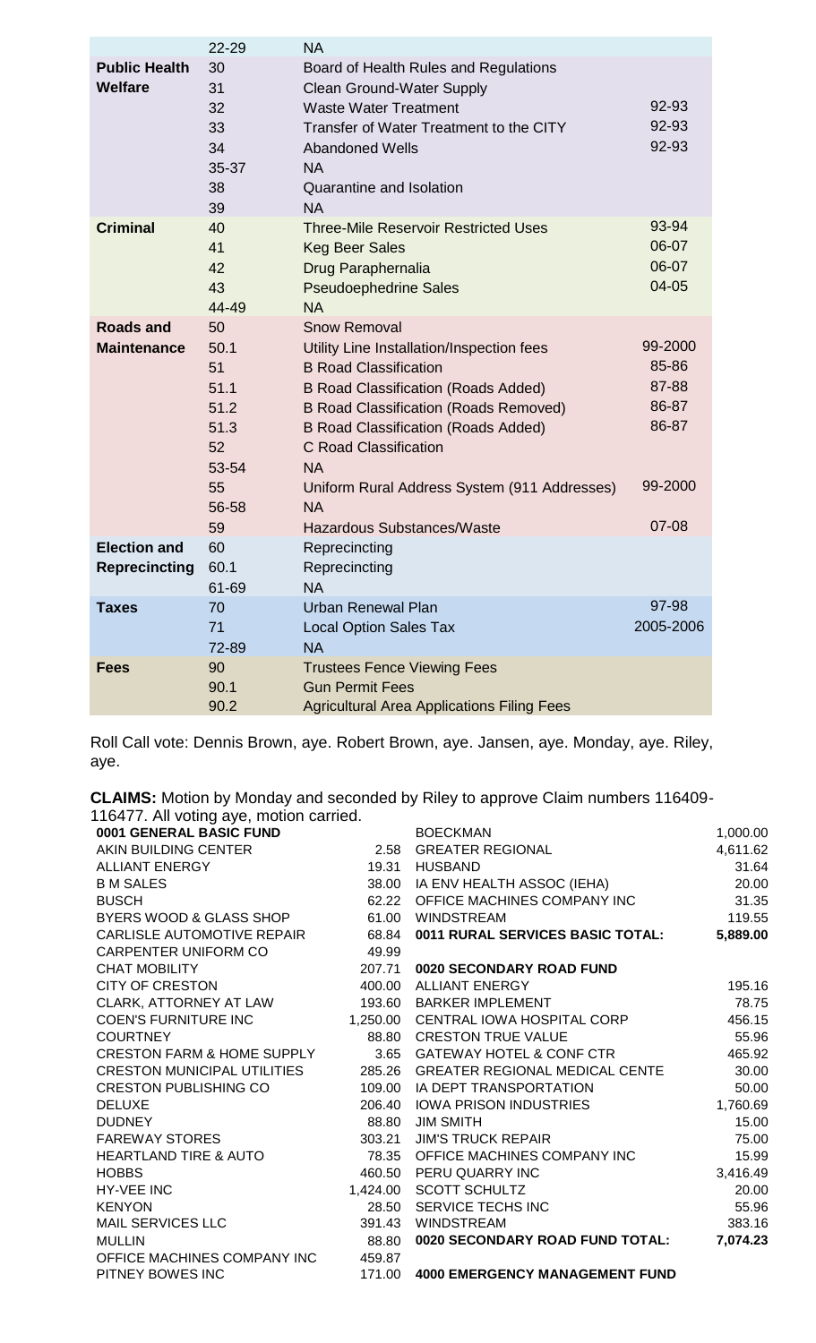| | | | |
|---|---|---|---|
| | 22-29 | NA | |
| **Public Health Welfare** | 30 | Board of Health Rules and Regulations | |
| | 31 | Clean Ground-Water Supply | |
| | 32 | Waste Water Treatment | 92-93 |
| | 33 | Transfer of Water Treatment to the CITY | 92-93 |
| | 34 | Abandoned Wells | 92-93 |
| | 35-37 | NA | |
| | 38 | Quarantine and Isolation | |
| | 39 | NA | |
| **Criminal** | 40 | Three-Mile Reservoir Restricted Uses | 93-94 |
| | 41 | Keg Beer Sales | 06-07 |
| | 42 | Drug Paraphernalia | 06-07 |
| | 43 | Pseudoephedrine Sales | 04-05 |
| | 44-49 | NA | |
| **Roads and Maintenance** | 50 | Snow Removal | |
| | 50.1 | Utility Line Installation/Inspection fees | 99-2000 |
| | 51 | B Road Classification | 85-86 |
| | 51.1 | B Road Classification (Roads Added) | 87-88 |
| | 51.2 | B Road Classification (Roads Removed) | 86-87 |
| | 51.3 | B Road Classification (Roads Added) | 86-87 |
| | 52 | C Road Classification | |
| | 53-54 | NA | |
| | 55 | Uniform Rural Address System (911 Addresses) | 99-2000 |
| | 56-58 | NA | |
| | 59 | Hazardous Substances/Waste | 07-08 |
| **Election and Reprecincting** | 60 | Reprecincting | |
| | 60.1 | Reprecincting | |
| | 61-69 | NA | |
| **Taxes** | 70 | Urban Renewal Plan | 97-98 |
| | 71 | Local Option Sales Tax | 2005-2006 |
| | 72-89 | NA | |
| **Fees** | 90 | Trustees Fence Viewing Fees | |
| | 90.1 | Gun Permit Fees | |
| | 90.2 | Agricultural Area Applications Filing Fees | |

Roll Call vote: Dennis Brown, aye. Robert Brown, aye. Jansen, aye. Monday, aye. Riley, aye.

**CLAIMS:** Motion by Monday and seconded by Riley to approve Claim numbers 116409-116477. All voting aye, motion carried.

| | |
|---|---|
| **0001 GENERAL BASIC FUND** | |
| AKIN BUILDING CENTER | 2.58 |
| ALLIANT ENERGY | 19.31 |
| B M SALES | 38.00 |
| BUSCH | 62.22 |
| BYERS WOOD & GLASS SHOP | 61.00 |
| CARLISLE AUTOMOTIVE REPAIR | 68.84 |
| CARPENTER UNIFORM CO | 49.99 |
| CHAT MOBILITY | 207.71 |
| CITY OF CRESTON | 400.00 |
| CLARK, ATTORNEY AT LAW | 193.60 |
| COEN'S FURNITURE INC | 1,250.00 |
| COURTNEY | 88.80 |
| CRESTON FARM & HOME SUPPLY | 3.65 |
| CRESTON MUNICIPAL UTILITIES | 285.26 |
| CRESTON PUBLISHING CO | 109.00 |
| DELUXE | 206.40 |
| DUDNEY | 88.80 |
| FAREWAY STORES | 303.21 |
| HEARTLAND TIRE & AUTO | 78.35 |
| HOBBS | 460.50 |
| HY-VEE INC | 1,424.00 |
| KENYON | 28.50 |
| MAIL SERVICES LLC | 391.43 |
| MULLIN | 88.80 |
| OFFICE MACHINES COMPANY INC | 459.87 |
| PITNEY BOWES INC | 171.00 |

| | |
|---|---|
| BOECKMAN | 1,000.00 |
| GREATER REGIONAL | 4,611.62 |
| HUSBAND | 31.64 |
| IA ENV HEALTH ASSOC (IEHA) | 20.00 |
| OFFICE MACHINES COMPANY INC | 31.35 |
| WINDSTREAM | 119.55 |
| **0011 RURAL SERVICES BASIC TOTAL:** | **5,889.00** |
| | |
| **0020 SECONDARY ROAD FUND** | |
| ALLIANT ENERGY | 195.16 |
| BARKER IMPLEMENT | 78.75 |
| CENTRAL IOWA HOSPITAL CORP | 456.15 |
| CRESTON TRUE VALUE | 55.96 |
| GATEWAY HOTEL & CONF CTR | 465.92 |
| GREATER REGIONAL MEDICAL CENTE | 30.00 |
| IA DEPT TRANSPORTATION | 50.00 |
| IOWA PRISON INDUSTRIES | 1,760.69 |
| JIM SMITH | 15.00 |
| JIM'S TRUCK REPAIR | 75.00 |
| OFFICE MACHINES COMPANY INC | 15.99 |
| PERU QUARRY INC | 3,416.49 |
| SCOTT SCHULTZ | 20.00 |
| SERVICE TECHS INC | 55.96 |
| WINDSTREAM | 383.16 |
| **0020 SECONDARY ROAD FUND TOTAL:** | **7,074.23** |
| | |
| **4000 EMERGENCY MANAGEMENT FUND** | |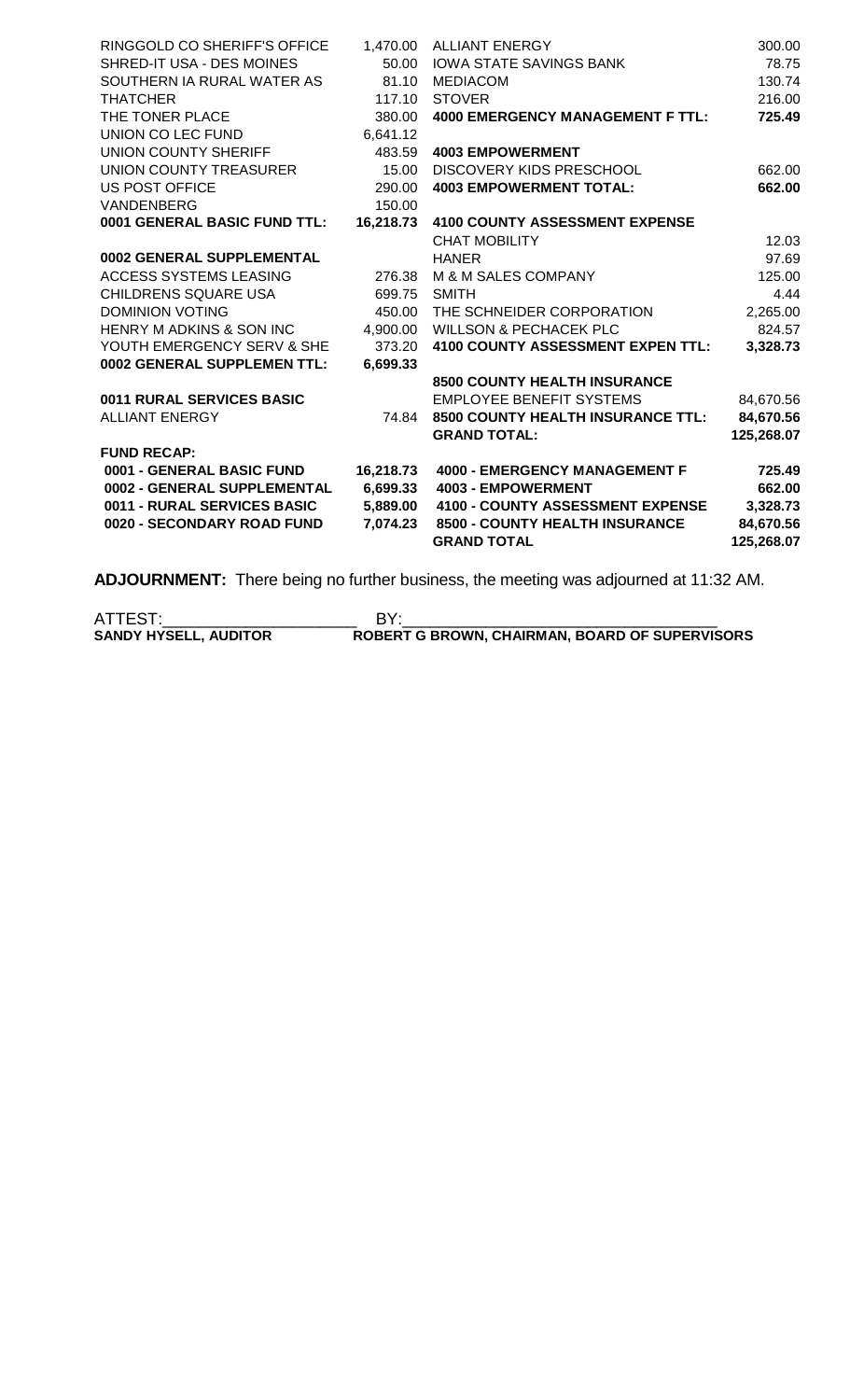| | |
|---|---|
| RINGGOLD CO SHERIFF'S OFFICE | 1,470.00 |
| SHRED-IT USA - DES MOINES | 50.00 |
| SOUTHERN IA RURAL WATER AS | 81.10 |
| THATCHER | 117.10 |
| THE TONER PLACE | 380.00 |
| UNION CO LEC FUND | 6,641.12 |
| UNION COUNTY SHERIFF | 483.59 |
| UNION COUNTY TREASURER | 15.00 |
| US POST OFFICE | 290.00 |
| VANDENBERG | 150.00 |
| **0001 GENERAL BASIC FUND TTL:** | **16,218.73** |
| | |
| **0002 GENERAL SUPPLEMENTAL** | |
| ACCESS SYSTEMS LEASING | 276.38 |
| CHILDRENS SQUARE USA | 699.75 |
| DOMINION VOTING | 450.00 |
| HENRY M ADKINS & SON INC | 4,900.00 |
| YOUTH EMERGENCY SERV & SHE | 373.20 |
| **0002 GENERAL SUPPLEMEN TTL:** | **6,699.33** |
| | |
| **0011 RURAL SERVICES BASIC** | |
| ALLIANT ENERGY | 74.84 |

| | |
|---|---|
| ALLIANT ENERGY | 300.00 |
| IOWA STATE SAVINGS BANK | 78.75 |
| MEDIACOM | 130.74 |
| STOVER | 216.00 |
| **4000 EMERGENCY MANAGEMENT F TTL:** | **725.49** |
| | |
| **4003 EMPOWERMENT** | |
| DISCOVERY KIDS PRESCHOOL | 662.00 |
| **4003 EMPOWERMENT TOTAL:** | **662.00** |
| | |
| **4100 COUNTY ASSESSMENT EXPENSE** | |
| CHAT MOBILITY | 12.03 |
| HANER | 97.69 |
| M & M SALES COMPANY | 125.00 |
| SMITH | 4.44 |
| THE SCHNEIDER CORPORATION | 2,265.00 |
| WILLSON & PECHACEK PLC | 824.57 |
| **4100 COUNTY ASSESSMENT EXPEN TTL:** | **3,328.73** |
| | |
| **8500 COUNTY HEALTH INSURANCE** | |
| EMPLOYEE BENEFIT SYSTEMS | 84,670.56 |
| **8500 COUNTY HEALTH INSURANCE TTL:** | **84,670.56** |
| **GRAND TOTAL:** | **125,268.07** |

**FUND RECAP:**

| | | | |
|---|---|---|---|
| **0001 - GENERAL BASIC FUND** | **16,218.73** | **4000 - EMERGENCY MANAGEMENT F** | **725.49** |
| **0002 - GENERAL SUPPLEMENTAL** | **6,699.33** | **4003 - EMPOWERMENT** | **662.00** |
| **0011 - RURAL SERVICES BASIC** | **5,889.00** | **4100 - COUNTY ASSESSMENT EXPENSE** | **3,328.73** |
| **0020 - SECONDARY ROAD FUND** | **7,074.23** | **8500 - COUNTY HEALTH INSURANCE** | **84,670.56** |
| | | **GRAND TOTAL** | **125,268.07** |

**ADJOURNMENT:** There being no further business, the meeting was adjourned at 11:32 AM.

ATTEST:____________________ BY:________________________________

**SANDY HYSELL, AUDITOR** **ROBERT G BROWN, CHAIRMAN, BOARD OF SUPERVISORS**